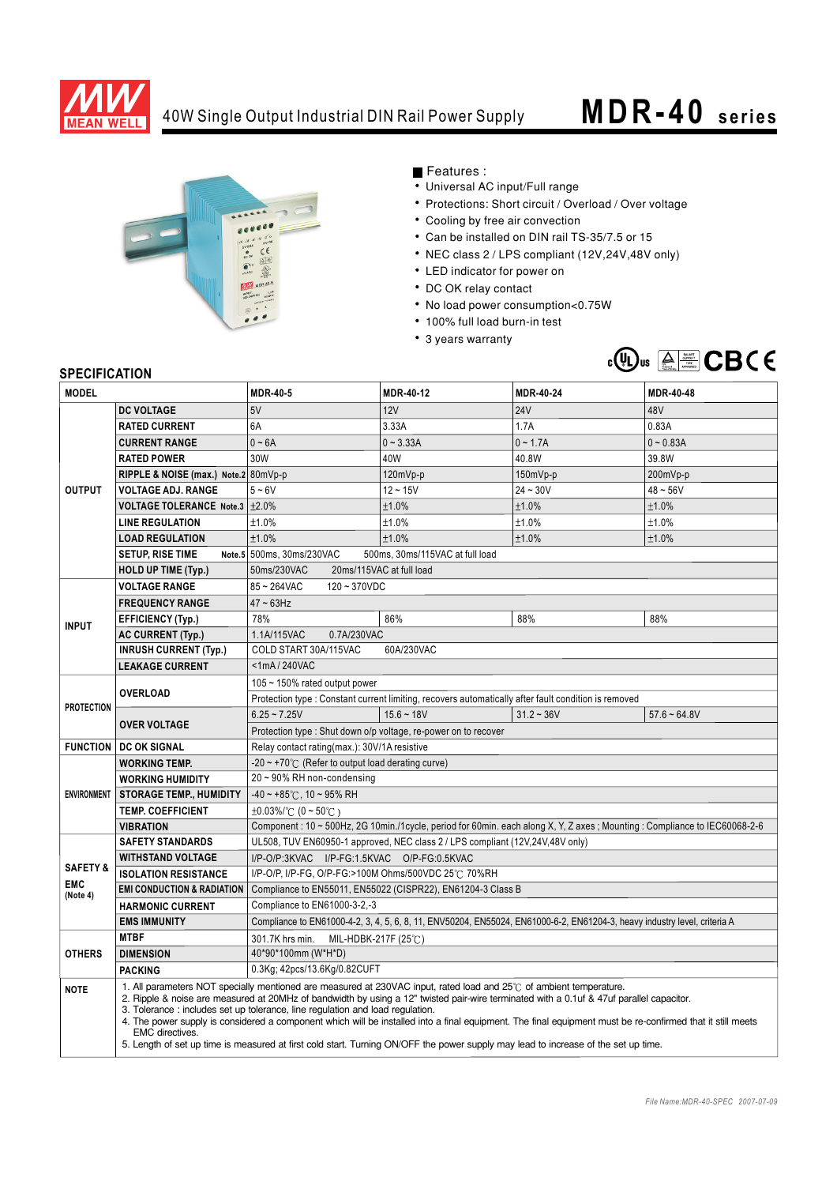# MEAN WELL

## 40W Single Output Industrial DIN Rail Power Supply

# MDR-40 series

■ Features :

- Universal AC input/Full range
- Protections: Short circuit / Overload / Over voltage
- Cooling by free air convection
- Can be installed on DIN rail TS-35/7.5 or 15
- NEC class 2 / LPS compliant (12V,24V,48V only)
- LED indicator for power on
- DC OK relay contact
- No load power consumption<0.75W
- 100% full load burn-in test
- 3 years warranty

## SPECIFICATION

| MODEL | | MDR-40-5 | MDR-40-12 | MDR-40-24 | MDR-40-48 |
|---|---|---|---|---|---|
| OUTPUT | DC VOLTAGE | 5V | 12V | 24V | 48V |
| | RATED CURRENT | 6A | 3.33A | 1.7A | 0.83A |
| | CURRENT RANGE | 0 ~ 6A | 0 ~ 3.33A | 0 ~ 1.7A | 0 ~ 0.83A |
| | RATED POWER | 30W | 40W | 40.8W | 39.8W |
| | RIPPLE & NOISE (max.) Note.2 | 80mVp-p | 120mVp-p | 150mVp-p | 200mVp-p |
| | VOLTAGE ADJ. RANGE | 5 ~ 6V | 12 ~ 15V | 24 ~ 30V | 48 ~ 56V |
| | VOLTAGE TOLERANCE Note.3 | ±2.0% | ±1.0% | ±1.0% | ±1.0% |
| | LINE REGULATION | ±1.0% | ±1.0% | ±1.0% | ±1.0% |
| | LOAD REGULATION | ±1.0% | ±1.0% | ±1.0% | ±1.0% |
| | SETUP, RISE TIME Note.5 | 500ms, 30ms/230VAC 500ms, 30ms/115VAC at full load | | | |
| | HOLD UP TIME (Typ.) | 50ms/230VAC 20ms/115VAC at full load | | | |
| INPUT | VOLTAGE RANGE | 85 ~ 264VAC 120 ~ 370VDC | | | |
| | FREQUENCY RANGE | 47 ~ 63Hz | | | |
| | EFFICIENCY (Typ.) | 78% | 86% | 88% | 88% |
| | AC CURRENT (Typ.) | 1.1A/115VAC 0.7A/230VAC | | | |
| | INRUSH CURRENT (Typ.) | COLD START 30A/115VAC 60A/230VAC | | | |
| | LEAKAGE CURRENT | <1mA / 240VAC | | | |
| PROTECTION | OVERLOAD | 105 ~ 150% rated output power | | | |
| | | Protection type : Constant current limiting, recovers automatically after fault condition is removed | | | |
| | OVER VOLTAGE | 6.25 ~ 7.25V | 15.6 ~ 18V | 31.2 ~ 36V | 57.6 ~ 64.8V |
| | | Protection type : Shut down o/p voltage, re-power on to recover | | | |
| FUNCTION | DC OK SIGNAL | Relay contact rating(max.): 30V/1A resistive | | | |
| ENVIRONMENT | WORKING TEMP. | -20 ~ +70℃ (Refer to output load derating curve) | | | |
| | WORKING HUMIDITY | 20 ~ 90% RH non-condensing | | | |
| | STORAGE TEMP., HUMIDITY | -40 ~ +85℃, 10 ~ 95% RH | | | |
| | TEMP. COEFFICIENT | ±0.03%/℃ (0 ~ 50℃) | | | |
| | VIBRATION | Component : 10 ~ 500Hz, 2G 10min./1cycle, period for 60min. each along X, Y, Z axes ; Mounting : Compliance to IEC60068-2-6 | | | |
| SAFETY & EMC (Note 4) | SAFETY STANDARDS | UL508, TUV EN60950-1 approved, NEC class 2 / LPS compliant (12V,24V,48V only) | | | |
| | WITHSTAND VOLTAGE | I/P-O/P:3KVAC I/P-FG:1.5KVAC O/P-FG:0.5KVAC | | | |
| | ISOLATION RESISTANCE | I/P-O/P, I/P-FG, O/P-FG:>100M Ohms/500VDC 25℃ 70%RH | | | |
| | EMI CONDUCTION & RADIATION | Compliance to EN55011, EN55022 (CISPR22), EN61204-3 Class B | | | |
| | HARMONIC CURRENT | Compliance to EN61000-3-2,-3 | | | |
| | EMS IMMUNITY | Compliance to EN61000-4-2, 3, 4, 5, 6, 8, 11, ENV50204, EN55024, EN61000-6-2, EN61204-3, heavy industry level, criteria A | | | |
| OTHERS | MTBF | 301.7K hrs min. MIL-HDBK-217F (25℃) | | | |
| | DIMENSION | 40*90*100mm (W*H*D) | | | |
| | PACKING | 0.3Kg; 42pcs/13.6Kg/0.82CUFT | | | |

**NOTE**

1. All parameters NOT specially mentioned are measured at 230VAC input, rated load and 25℃ of ambient temperature.
2. Ripple & noise are measured at 20MHz of bandwidth by using a 12" twisted pair-wire terminated with a 0.1uf & 47uf parallel capacitor.
3. Tolerance : includes set up tolerance, line regulation and load regulation.
4. The power supply is considered a component which will be installed into a final equipment. The final equipment must be re-confirmed that it still meets EMC directives.
5. Length of set up time is measured at first cold start. Turning ON/OFF the power supply may lead to increase of the set up time.

*File Name:MDR-40-SPEC 2007-07-09*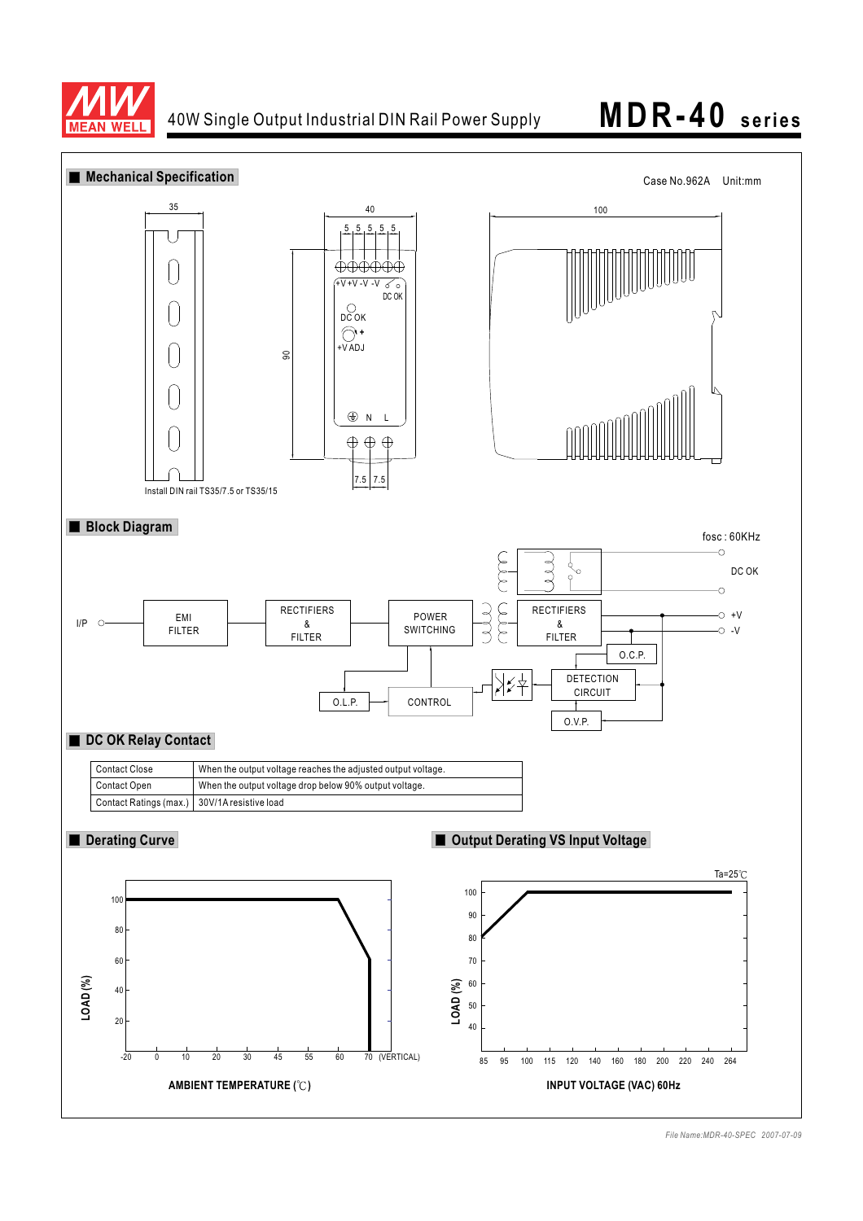## Mechanical Specification

Case No.962A Unit:mm

35

40

5 5 5 5 5

100

90

+V +V -V -V

DC OK

DC OK

+V ADJ

N L

7.5 7.5

Install DIN rail TS35/7.5 or TS35/15

## Block Diagram

fosc : 60KHz

DC OK

I/P

EMI FILTER

RECTIFIERS & FILTER

POWER SWITCHING

RECTIFIERS & FILTER

+V

-V

O.C.P.

DETECTION CIRCUIT

O.L.P.

CONTROL

O.V.P.

## DC OK Relay Contact

| | |
|---|---|
| Contact Close | When the output voltage reaches the adjusted output voltage. |
| Contact Open | When the output voltage drop below 90% output voltage. |
| Contact Ratings (max.) | 30V/1A resistive load |

## Derating Curve

LOAD (%)

100
80
60
40
20

-20 0 10 20 30 45 55 60 70 (VERTICAL)

AMBIENT TEMPERATURE (℃)

## Output Derating VS Input Voltage

Ta=25℃

LOAD (%)

100
90
80
70
60
50
40

85 95 100 115 120 140 160 180 200 220 240 264

INPUT VOLTAGE (VAC) 60Hz